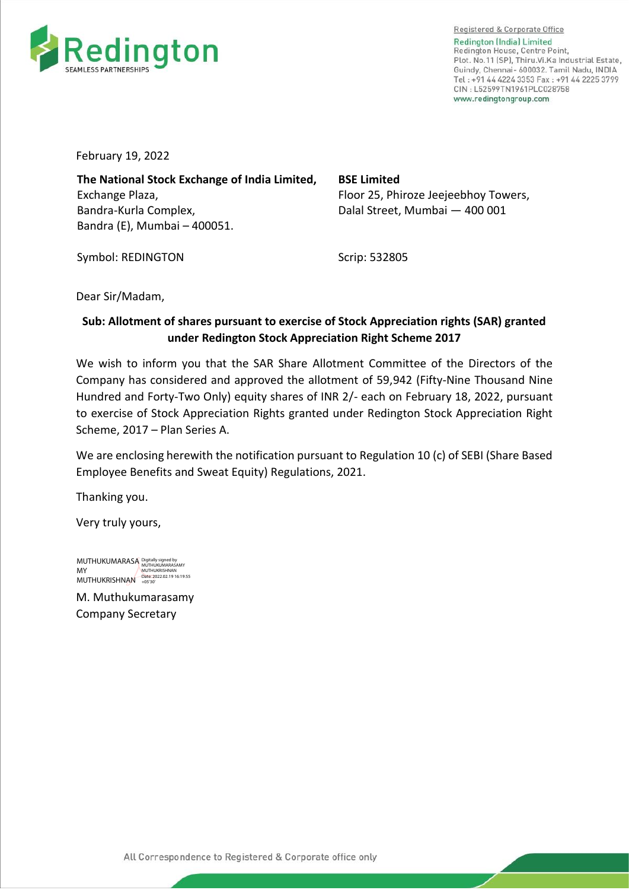Registered & Corporate Office
Redington (India) Limited
Redington House, Centre Point,
Plot. No.11 (SP), Thiru.Vi.Ka Industrial Estate,
Guindy, Chennai - 600032. Tamil Nadu, INDIA
Tel : +91 44 4224 3353 Fax : +91 44 2225 3799
CIN : L52599TN1961PLC028758
www.redingtongroup.com

February 19, 2022

**The National Stock Exchange of India Limited,**
Exchange Plaza,
Bandra-Kurla Complex,
Bandra (E), Mumbai – 400051.

**BSE Limited**
Floor 25, Phiroze Jeejeebhoy Towers,
Dalal Street, Mumbai — 400 001

Symbol: REDINGTON

Scrip: 532805

Dear Sir/Madam,

**Sub: Allotment of shares pursuant to exercise of Stock Appreciation rights (SAR) granted under Redington Stock Appreciation Right Scheme 2017**

We wish to inform you that the SAR Share Allotment Committee of the Directors of the Company has considered and approved the allotment of 59,942 (Fifty-Nine Thousand Nine Hundred and Forty-Two Only) equity shares of INR 2/- each on February 18, 2022, pursuant to exercise of Stock Appreciation Rights granted under Redington Stock Appreciation Right Scheme, 2017 – Plan Series A.

We are enclosing herewith the notification pursuant to Regulation 10 (c) of SEBI (Share Based Employee Benefits and Sweat Equity) Regulations, 2021.

Thanking you.

Very truly yours,

MUTHUKUMARASAMY MUTHUKRISHNAN
Digitally signed by MUTHUKUMARASAMY MUTHUKRISHNAN
Date: 2022.02.19 16:19:55 +05'30'

M. Muthukumarasamy
Company Secretary

All Correspondence to Registered & Corporate office only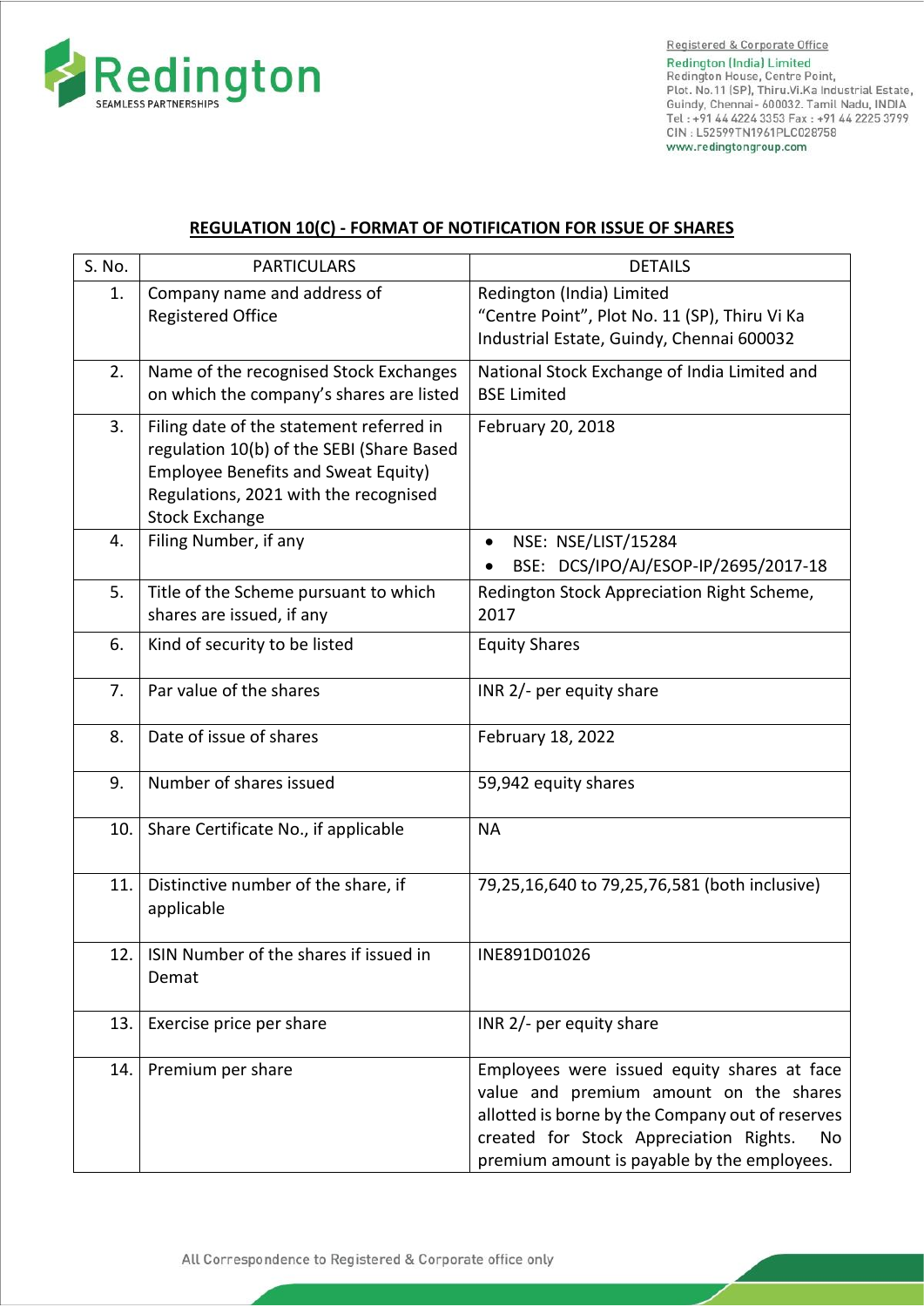## REGULATION 10(C) - FORMAT OF NOTIFICATION FOR ISSUE OF SHARES

| S. No. | PARTICULARS | DETAILS |
|---|---|---|
| 1. | Company name and address of Registered Office | Redington (India) Limited "Centre Point", Plot No. 11 (SP), Thiru Vi Ka Industrial Estate, Guindy, Chennai 600032 |
| 2. | Name of the recognised Stock Exchanges on which the company's shares are listed | National Stock Exchange of India Limited and BSE Limited |
| 3. | Filing date of the statement referred in regulation 10(b) of the SEBI (Share Based Employee Benefits and Sweat Equity) Regulations, 2021 with the recognised Stock Exchange | February 20, 2018 |
| 4. | Filing Number, if any | • NSE: NSE/LIST/15284 <br> • BSE: DCS/IPO/AJ/ESOP-IP/2695/2017-18 |
| 5. | Title of the Scheme pursuant to which shares are issued, if any | Redington Stock Appreciation Right Scheme, 2017 |
| 6. | Kind of security to be listed | Equity Shares |
| 7. | Par value of the shares | INR 2/- per equity share |
| 8. | Date of issue of shares | February 18, 2022 |
| 9. | Number of shares issued | 59,942 equity shares |
| 10. | Share Certificate No., if applicable | NA |
| 11. | Distinctive number of the share, if applicable | 79,25,16,640 to 79,25,76,581 (both inclusive) |
| 12. | ISIN Number of the shares if issued in Demat | INE891D01026 |
| 13. | Exercise price per share | INR 2/- per equity share |
| 14. | Premium per share | Employees were issued equity shares at face value and premium amount on the shares allotted is borne by the Company out of reserves created for Stock Appreciation Rights. No premium amount is payable by the employees. |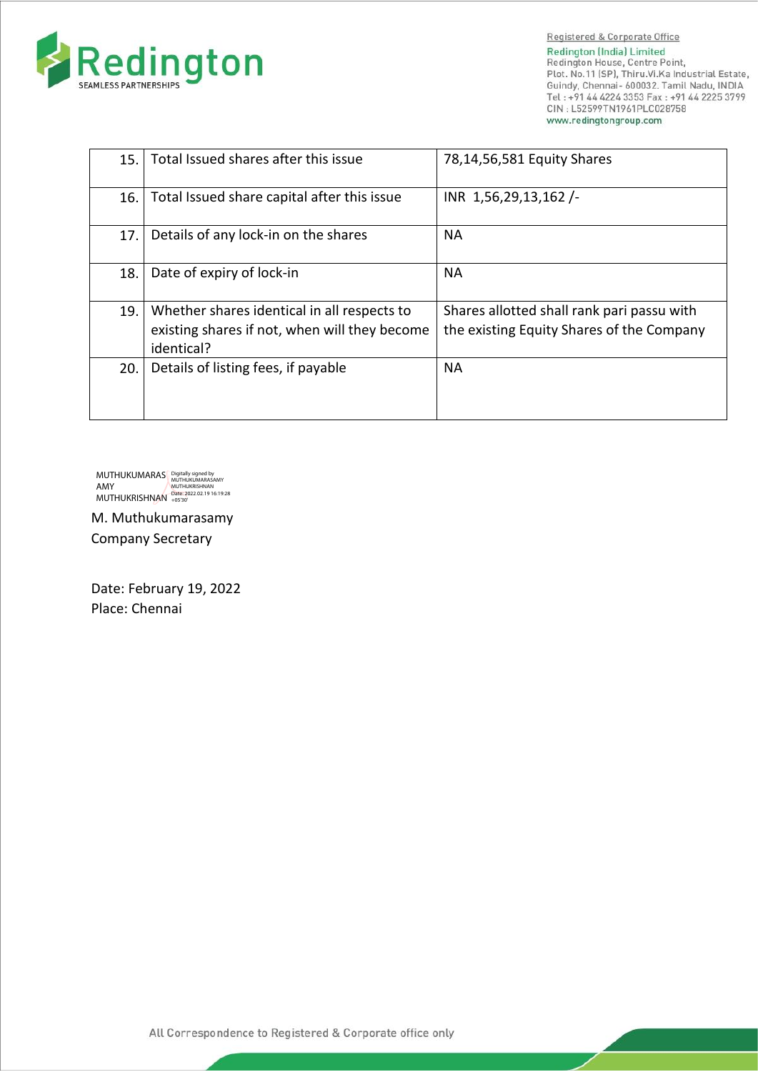| | | |
|---|---|---|
| 15. | Total Issued shares after this issue | 78,14,56,581 Equity Shares |
| 16. | Total Issued share capital after this issue | INR 1,56,29,13,162 /- |
| 17. | Details of any lock-in on the shares | NA |
| 18. | Date of expiry of lock-in | NA |
| 19. | Whether shares identical in all respects to existing shares if not, when will they become identical? | Shares allotted shall rank pari passu with the existing Equity Shares of the Company |
| 20. | Details of listing fees, if payable | NA |

MUTHUKUMARASAMY MUTHUKRISHNAN
Digitally signed by MUTHUKUMARASAMY MUTHUKRISHNAN
Date: 2022.02.19 16:19:28 +05'30'

M. Muthukumarasamy
Company Secretary

Date: February 19, 2022
Place: Chennai